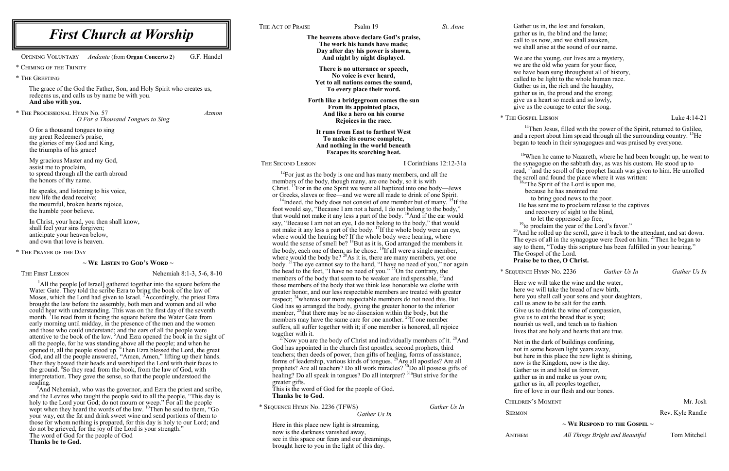# First Church at Worship

OPENING VOLUNTARY *Andante* (from **Organ Concerto 2**) G.F. Handel

\* CHIMING OF THE TRINITY

\* THE GREETING

The grace of the God the Father, Son, and Holy Spirit who creates us, redeems us, and calls us by name be with you.
**And also with you.**

\* THE PROCESSIONAL HYMN No. 57 *Azmon*
*O For a Thousand Tongues to Sing*

O for a thousand tongues to sing
my great Redeemer's praise,
the glories of my God and King,
the triumphs of his grace!

My gracious Master and my God,
assist me to proclaim,
to spread through all the earth abroad
the honors of thy name.

He speaks, and listening to his voice,
new life the dead receive;
the mournful, broken hearts rejoice,
the humble poor believe.

In Christ, your head, you then shall know,
shall feel your sins forgiven;
anticipate your heaven below,
and own that love is heaven.

\* THE PRAYER OF THE DAY

## ~ WE LISTEN TO GOD'S WORD ~

THE FIRST LESSON Nehemiah 8:1-3, 5-6, 8-10

[1]All the people [of Israel] gathered together into the square before the Water Gate. They told the scribe Ezra to bring the book of the law of Moses, which the Lord had given to Israel. [2]Accordingly, the priest Ezra brought the law before the assembly, both men and women and all who could hear with understanding. This was on the first day of the seventh month. [3]He read from it facing the square before the Water Gate from early morning until midday, in the presence of the men and the women and those who could understand; and the ears of all the people were attentive to the book of the law. [5]And Ezra opened the book in the sight of all the people, for he was standing above all the people; and when he opened it, all the people stood up. [6]Then Ezra blessed the Lord, the great God, and all the people answered, "Amen, Amen," lifting up their hands. Then they bowed their heads and worshiped the Lord with their faces to the ground. [8]So they read from the book, from the law of God, with interpretation. They gave the sense, so that the people understood the reading.
[9]And Nehemiah, who was the governor, and Ezra the priest and scribe, and the Levites who taught the people said to all the people, "This day is holy to the Lord your God; do not mourn or weep." For all the people wept when they heard the words of the law. [10]Then he said to them, "Go your way, eat the fat and drink sweet wine and send portions of them to those for whom nothing is prepared, for this day is holy to our Lord; and do not be grieved, for the joy of the Lord is your strength."
The word of God for the people of God
**Thanks be to God.**

THE ACT OF PRAISE Psalm 19 *St. Anne*

**The heavens above declare God's praise,
The work his hands have made;
Day after day his power is shown,
And night by night displayed.**

**There is no utterance or speech,
No voice is ever heard,
Yet to all nations comes the sound,
To every place their word.**

**Forth like a bridegroom comes the sun
From its appointed place,
And like a hero on his course
Rejoices in the race.**

**It runs from East to farthest West
To make its course complete,
And nothing in the world beneath
Escapes its scorching heat.**

THE SECOND LESSON I Corinthians 12:12-31a

[12]For just as the body is one and has many members, and all the members of the body, though many, are one body, so it is with Christ. [13]For in the one Spirit we were all baptized into one body—Jews or Greeks, slaves or free—and we were all made to drink of one Spirit.
[14]Indeed, the body does not consist of one member but of many. [15]If the foot would say, "Because I am not a hand, I do not belong to the body," that would not make it any less a part of the body. [16]And if the ear would say, "Because I am not an eye, I do not belong to the body," that would not make it any less a part of the body. [17]If the whole body were an eye, where would the hearing be? If the whole body were hearing, where would the sense of smell be? [18]But as it is, God arranged the members in the body, each one of them, as he chose. [19]If all were a single member, where would the body be? [20]As it is, there are many members, yet one body. [21]The eye cannot say to the hand, "I have no need of you," nor again the head to the feet, "I have no need of you." [22]On the contrary, the members of the body that seem to be weaker are indispensable, [23]and those members of the body that we think less honorable we clothe with greater honor, and our less respectable members are treated with greater respect; [24]whereas our more respectable members do not need this. But God has so arranged the body, giving the greater honor to the inferior member, [25]that there may be no dissension within the body, but the members may have the same care for one another. [26]If one member suffers, all suffer together with it; if one member is honored, all rejoice together with it.
[27]Now you are the body of Christ and individually members of it. [28]And God has appointed in the church first apostles, second prophets, third teachers; then deeds of power, then gifts of healing, forms of assistance, forms of leadership, various kinds of tongues. [29]Are all apostles? Are all prophets? Are all teachers? Do all work miracles? [30]Do all possess gifts of healing? Do all speak in tongues? Do all interpret? [31a]But strive for the greater gifts.
This is the word of God for the people of God.
**Thanks be to God.**

\* SEQUENCE HYMN No. 2236 (TFWS) *Gather Us In*
*Gather Us In*

Here in this place new light is streaming,
now is the darkness vanished away,
see in this space our fears and our dreamings,
brought here to you in the light of this day.

Gather us in, the lost and forsaken,
gather us in, the blind and the lame;
call to us now, and we shall awaken,
we shall arise at the sound of our name.

We are the young, our lives are a mystery,
we are the old who yearn for your face,
we have been sung throughout all of history,
called to be light to the whole human race.
Gather us in, the rich and the haughty,
gather us in, the proud and the strong;
give us a heart so meek and so lowly,
give us the courage to enter the song.

\* THE GOSPEL LESSON Luke 4:14-21

[14]Then Jesus, filled with the power of the Spirit, returned to Galilee, and a report about him spread through all the surrounding country. [15]He began to teach in their synagogues and was praised by everyone.

[16]When he came to Nazareth, where he had been brought up, he went to the synagogue on the sabbath day, as was his custom. He stood up to read, [17]and the scroll of the prophet Isaiah was given to him. He unrolled the scroll and found the place where it was written:
[18]"The Spirit of the Lord is upon me,
because he has anointed me
to bring good news to the poor.
He has sent me to proclaim release to the captives
and recovery of sight to the blind,
to let the oppressed go free,
[19]to proclaim the year of the Lord's favor."
[20]And he rolled up the scroll, gave it back to the attendant, and sat down. The eyes of all in the synagogue were fixed on him. [21]Then he began to say to them, "Today this scripture has been fulfilled in your hearing."
The Gospel of the Lord.
**Praise be to thee, O Christ.**

\* SEQUENCE HYMN No. 2236 *Gather Us In* *Gather Us In*

Here we will take the wine and the water,
here we will take the bread of new birth,
here you shall call your sons and your daughters,
call us anew to be salt for the earth.
Give us to drink the wine of compassion,
give us to eat the bread that is you;
nourish us well, and teach us to fashion
lives that are holy and hearts that are true.

Not in the dark of buildings confining,
not in some heaven light years away,
but here in this place the new light is shining,
now is the Kingdom, now is the day.
Gather us in and hold us forever,
gather us in and make us your own;
gather us in, all peoples together,
fire of love in our flesh and our bones.

CHILDREN'S MOMENT Mr. Josh

SERMON Rev. Kyle Randle

## ~ WE RESPOND TO THE GOSPEL ~

ANTHEM *All Things Bright and Beautiful* Tom Mitchell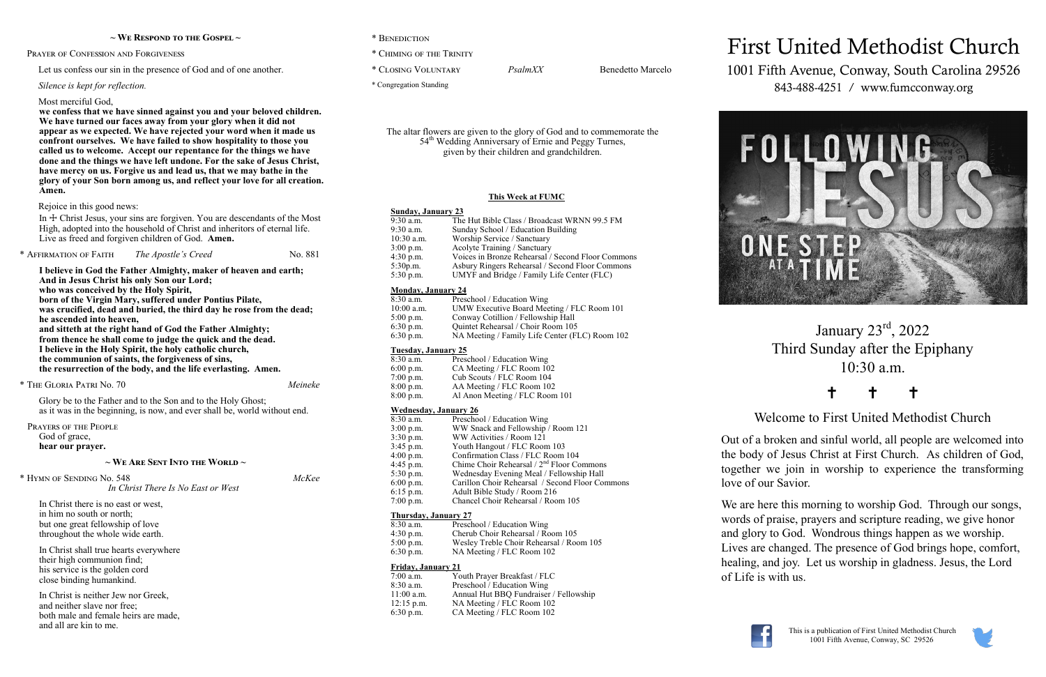### ~ We Respond to the Gospel ~

Prayer of Confession and Forgiveness

Let us confess our sin in the presence of God and of one another.

*Silence is kept for reflection.*

Most merciful God,

**we confess that we have sinned against you and your beloved children. We have turned our faces away from your glory when it did not appear as we expected. We have rejected your word when it made us confront ourselves. We have failed to show hospitality to those you called us to welcome. Accept our repentance for the things we have done and the things we have left undone. For the sake of Jesus Christ, have mercy on us. Forgive us and lead us, that we may bathe in the glory of your Son born among us, and reflect your love for all creation. Amen.**

Rejoice in this good news:

In ☩ Christ Jesus, your sins are forgiven. You are descendants of the Most High, adopted into the household of Christ and inheritors of eternal life. Live as freed and forgiven children of God. **Amen.**

* Affirmation of Faith *The Apostle's Creed* No. 881

**I believe in God the Father Almighty, maker of heaven and earth;
And in Jesus Christ his only Son our Lord;
who was conceived by the Holy Spirit,
born of the Virgin Mary, suffered under Pontius Pilate,
was crucified, dead and buried, the third day he rose from the dead;
he ascended into heaven,
and sitteth at the right hand of God the Father Almighty;
from thence he shall come to judge the quick and the dead.
I believe in the Holy Spirit, the holy catholic church,
the communion of saints, the forgiveness of sins,
the resurrection of the body, and the life everlasting. Amen.**

* The Gloria Patri No. 70 *Meineke*

Glory be to the Father and to the Son and to the Holy Ghost;
as it was in the beginning, is now, and ever shall be, world without end.

Prayers of the People

God of grace,
**hear our prayer.**

### ~ We Are Sent Into the World ~

* Hymn of Sending No. 548 *McKee*
*In Christ There Is No East or West*

In Christ there is no east or west,
in him no south or north;
but one great fellowship of love
throughout the whole wide earth.

In Christ shall true hearts everywhere
their high communion find;
his service is the golden cord
close binding humankind.

In Christ is neither Jew nor Greek,
and neither slave nor free;
both male and female heirs are made,
and all are kin to me.

* Benediction

* Chiming of the Trinity

* Closing Voluntary *PsalmXX* Benedetto Marcelo

\* Congregation Standing

The altar flowers are given to the glory of God and to commemorate the 54th Wedding Anniversary of Ernie and Peggy Turnes, given by their children and grandchildren.

### This Week at FUMC

**Sunday, January 23**

| | |
|---|---|
| 9:30 a.m. | The Hut Bible Class / Broadcast WRNN 99.5 FM |
| 9:30 a.m. | Sunday School / Education Building |
| 10:30 a.m. | Worship Service / Sanctuary |
| 3:00 p.m. | Acolyte Training / Sanctuary |
| 4:30 p.m. | Voices in Bronze Rehearsal / Second Floor Commons |
| 5:30p.m. | Asbury Ringers Rehearsal / Second Floor Commons |
| 5:30 p.m. | UMYF and Bridge / Family Life Center (FLC) |

**Monday, January 24**

| | |
|---|---|
| 8:30 a.m. | Preschool / Education Wing |
| 10:00 a.m. | UMW Executive Board Meeting / FLC Room 101 |
| 5:00 p.m. | Conway Cotillion / Fellowship Hall |
| 6:30 p.m. | Quintet Rehearsal / Choir Room 105 |
| 6:30 p.m. | NA Meeting / Family Life Center (FLC) Room 102 |

**Tuesday, January 25**

| | |
|---|---|
| 8:30 a.m. | Preschool / Education Wing |
| 6:00 p.m. | CA Meeting / FLC Room 102 |
| 7:00 p.m. | Cub Scouts / FLC Room 104 |
| 8:00 p.m. | AA Meeting / FLC Room 102 |
| 8:00 p.m. | Al Anon Meeting / FLC Room 101 |

**Wednesday, January 26**

| | |
|---|---|
| 8:30 a.m. | Preschool / Education Wing |
| 3:00 p.m. | WW Snack and Fellowship / Room 121 |
| 3:30 p.m. | WW Activities / Room 121 |
| 3:45 p.m. | Youth Hangout / FLC Room 103 |
| 4:00 p.m. | Confirmation Class / FLC Room 104 |
| 4:45 p.m. | Chime Choir Rehearsal / 2nd Floor Commons |
| 5:30 p.m. | Wednesday Evening Meal / Fellowship Hall |
| 6:00 p.m. | Carillon Choir Rehearsal / Second Floor Commons |
| 6:15 p.m. | Adult Bible Study / Room 216 |
| 7:00 p.m. | Chancel Choir Rehearsal / Room 105 |

**Thursday, January 27**

| | |
|---|---|
| 8:30 a.m. | Preschool / Education Wing |
| 4:30 p.m. | Cherub Choir Rehearsal / Room 105 |
| 5:00 p.m. | Wesley Treble Choir Rehearsal / Room 105 |
| 6:30 p.m. | NA Meeting / FLC Room 102 |

**Friday, January 21**

| | |
|---|---|
| 7:00 a.m. | Youth Prayer Breakfast / FLC |
| 8:30 a.m. | Preschool / Education Wing |
| 11:00 a.m. | Annual Hut BBQ Fundraiser / Fellowship |
| 12:15 p.m. | NA Meeting / FLC Room 102 |
| 6:30 p.m. | CA Meeting / FLC Room 102 |

# First United Methodist Church

1001 Fifth Avenue, Conway, South Carolina 29526
843-488-4251 / www.fumcconway.org

FOLLOWING JESUS ONE STEP AT A TIME

January 23rd, 2022
Third Sunday after the Epiphany
10:30 a.m.

✝ ✝ ✝

## Welcome to First United Methodist Church

Out of a broken and sinful world, all people are welcomed into the body of Jesus Christ at First Church. As children of God, together we join in worship to experience the transforming love of our Savior.

We are here this morning to worship God. Through our songs, words of praise, prayers and scripture reading, we give honor and glory to God. Wondrous things happen as we worship. Lives are changed. The presence of God brings hope, comfort, healing, and joy. Let us worship in gladness. Jesus, the Lord of Life is with us.

This is a publication of First United Methodist Church
1001 Fifth Avenue, Conway, SC 29526